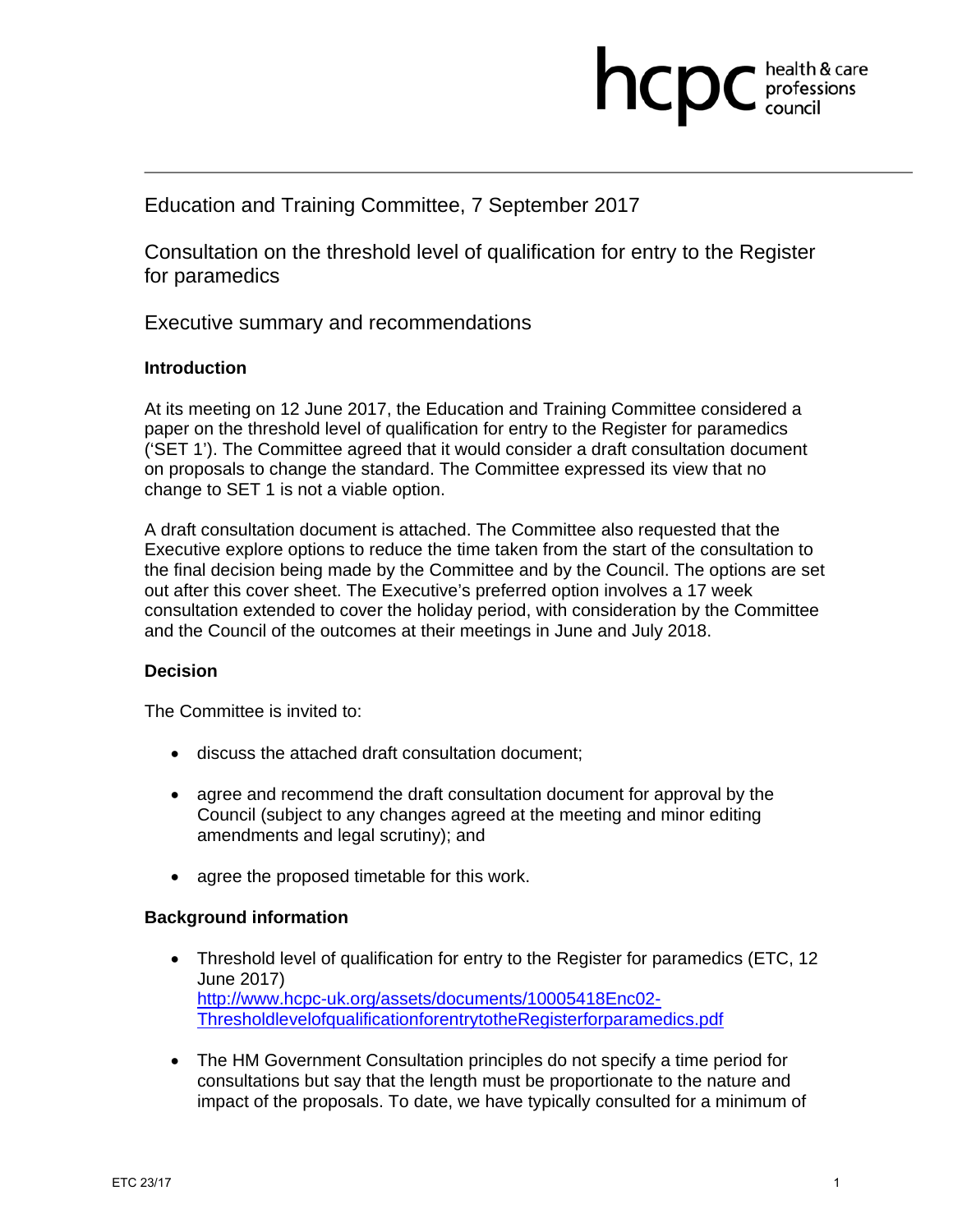hcpc health & care professions council

# Education and Training Committee, 7 September 2017

## Consultation on the threshold level of qualification for entry to the Register for paramedics

## Executive summary and recommendations

### Introduction

At its meeting on 12 June 2017, the Education and Training Committee considered a paper on the threshold level of qualification for entry to the Register for paramedics ('SET 1'). The Committee agreed that it would consider a draft consultation document on proposals to change the standard. The Committee expressed its view that no change to SET 1 is not a viable option.

A draft consultation document is attached. The Committee also requested that the Executive explore options to reduce the time taken from the start of the consultation to the final decision being made by the Committee and by the Council. The options are set out after this cover sheet. The Executive's preferred option involves a 17 week consultation extended to cover the holiday period, with consideration by the Committee and the Council of the outcomes at their meetings in June and July 2018.

### Decision

The Committee is invited to:

- discuss the attached draft consultation document;
- agree and recommend the draft consultation document for approval by the Council (subject to any changes agreed at the meeting and minor editing amendments and legal scrutiny); and
- agree the proposed timetable for this work.

### Background information

- Threshold level of qualification for entry to the Register for paramedics (ETC, 12 June 2017) [http://www.hcpc-uk.org/assets/documents/10005418Enc02-ThresholdlevelofqualificationforentrytotheRegisterforparamedics.pdf](http://www.hcpc-uk.org/assets/documents/10005418Enc02-ThresholdlevelofqualificationforentrytotheRegisterforparamedics.pdf)
- The HM Government Consultation principles do not specify a time period for consultations but say that the length must be proportionate to the nature and impact of the proposals. To date, we have typically consulted for a minimum of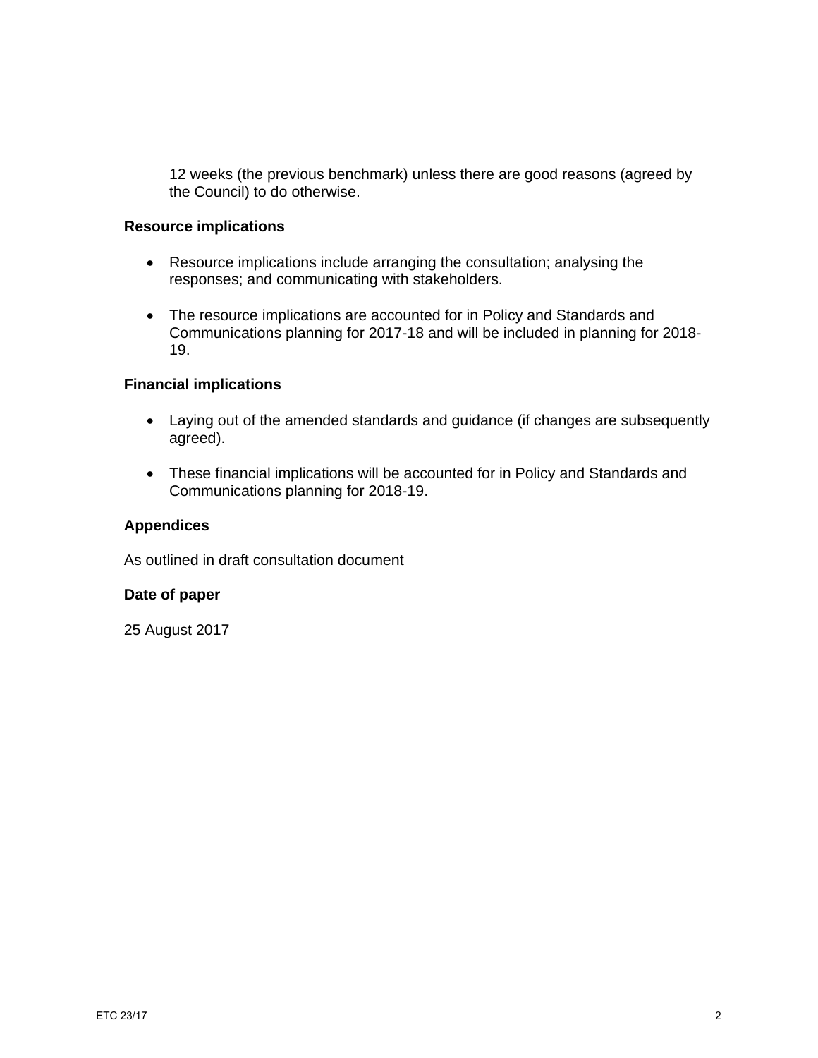12 weeks (the previous benchmark) unless there are good reasons (agreed by the Council) to do otherwise.

**Resource implications**

- Resource implications include arranging the consultation; analysing the responses; and communicating with stakeholders.

- The resource implications are accounted for in Policy and Standards and Communications planning for 2017-18 and will be included in planning for 2018-19.

**Financial implications**

- Laying out of the amended standards and guidance (if changes are subsequently agreed).

- These financial implications will be accounted for in Policy and Standards and Communications planning for 2018-19.

**Appendices**

As outlined in draft consultation document

**Date of paper**

25 August 2017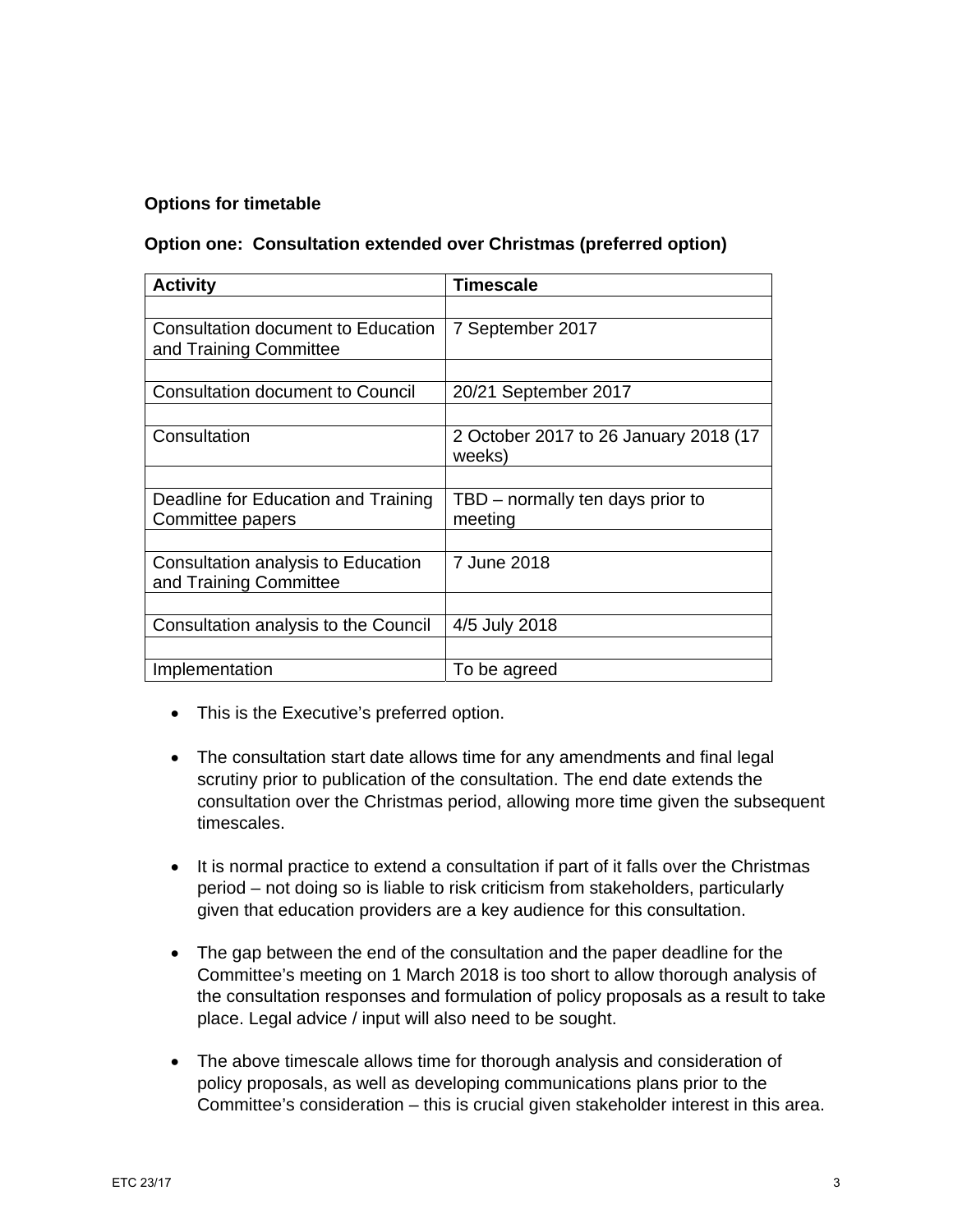**Options for timetable**

**Option one: Consultation extended over Christmas (preferred option)**

| Activity | Timescale |
|---|---|
| | |
| Consultation document to Education and Training Committee | 7 September 2017 |
| | |
| Consultation document to Council | 20/21 September 2017 |
| | |
| Consultation | 2 October 2017 to 26 January 2018 (17 weeks) |
| | |
| Deadline for Education and Training Committee papers | TBD – normally ten days prior to meeting |
| | |
| Consultation analysis to Education and Training Committee | 7 June 2018 |
| | |
| Consultation analysis to the Council | 4/5 July 2018 |
| | |
| Implementation | To be agreed |

- This is the Executive's preferred option.
- The consultation start date allows time for any amendments and final legal scrutiny prior to publication of the consultation. The end date extends the consultation over the Christmas period, allowing more time given the subsequent timescales.
- It is normal practice to extend a consultation if part of it falls over the Christmas period – not doing so is liable to risk criticism from stakeholders, particularly given that education providers are a key audience for this consultation.
- The gap between the end of the consultation and the paper deadline for the Committee's meeting on 1 March 2018 is too short to allow thorough analysis of the consultation responses and formulation of policy proposals as a result to take place. Legal advice / input will also need to be sought.
- The above timescale allows time for thorough analysis and consideration of policy proposals, as well as developing communications plans prior to the Committee's consideration – this is crucial given stakeholder interest in this area.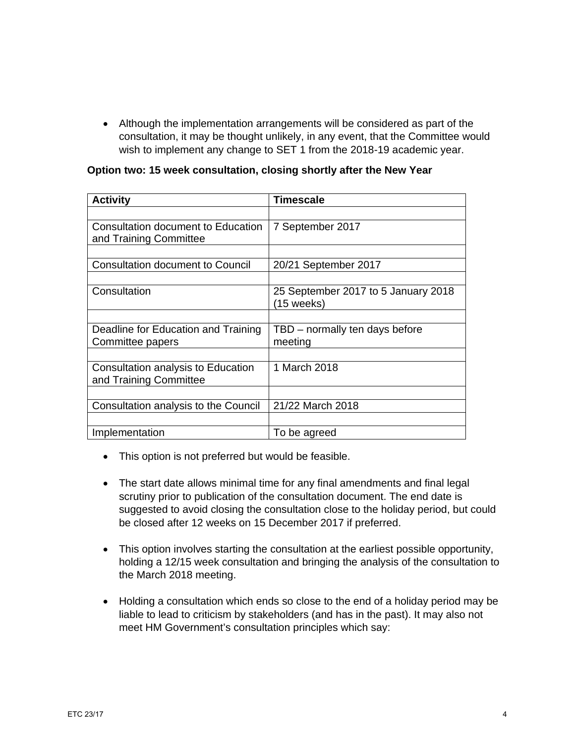- Although the implementation arrangements will be considered as part of the consultation, it may be thought unlikely, in any event, that the Committee would wish to implement any change to SET 1 from the 2018-19 academic year.

**Option two: 15 week consultation, closing shortly after the New Year**

| Activity | Timescale |
|---|---|
| | |
| Consultation document to Education and Training Committee | 7 September 2017 |
| | |
| Consultation document to Council | 20/21 September 2017 |
| | |
| Consultation | 25 September 2017 to 5 January 2018 (15 weeks) |
| | |
| Deadline for Education and Training Committee papers | TBD – normally ten days before meeting |
| | |
| Consultation analysis to Education and Training Committee | 1 March 2018 |
| | |
| Consultation analysis to the Council | 21/22 March 2018 |
| | |
| Implementation | To be agreed |

- This option is not preferred but would be feasible.

- The start date allows minimal time for any final amendments and final legal scrutiny prior to publication of the consultation document. The end date is suggested to avoid closing the consultation close to the holiday period, but could be closed after 12 weeks on 15 December 2017 if preferred.

- This option involves starting the consultation at the earliest possible opportunity, holding a 12/15 week consultation and bringing the analysis of the consultation to the March 2018 meeting.

- Holding a consultation which ends so close to the end of a holiday period may be liable to lead to criticism by stakeholders (and has in the past). It may also not meet HM Government's consultation principles which say: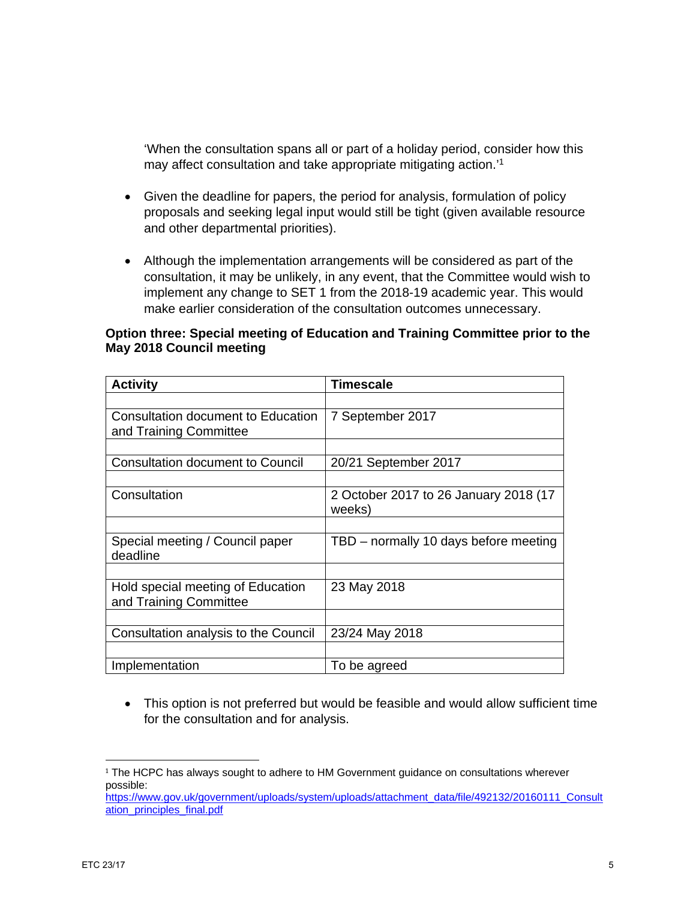'When the consultation spans all or part of a holiday period, consider how this may affect consultation and take appropriate mitigating action.'[1]

- Given the deadline for papers, the period for analysis, formulation of policy proposals and seeking legal input would still be tight (given available resource and other departmental priorities).

- Although the implementation arrangements will be considered as part of the consultation, it may be unlikely, in any event, that the Committee would wish to implement any change to SET 1 from the 2018-19 academic year. This would make earlier consideration of the consultation outcomes unnecessary.

**Option three: Special meeting of Education and Training Committee prior to the May 2018 Council meeting**

| Activity | Timescale |
|---|---|
| | |
| Consultation document to Education and Training Committee | 7 September 2017 |
| | |
| Consultation document to Council | 20/21 September 2017 |
| | |
| Consultation | 2 October 2017 to 26 January 2018 (17 weeks) |
| | |
| Special meeting / Council paper deadline | TBD – normally 10 days before meeting |
| | |
| Hold special meeting of Education and Training Committee | 23 May 2018 |
| | |
| Consultation analysis to the Council | 23/24 May 2018 |
| | |
| Implementation | To be agreed |

- This option is not preferred but would be feasible and would allow sufficient time for the consultation and for analysis.

[1] The HCPC has always sought to adhere to HM Government guidance on consultations wherever possible: https://www.gov.uk/government/uploads/system/uploads/attachment_data/file/492132/20160111_Consultation_principles_final.pdf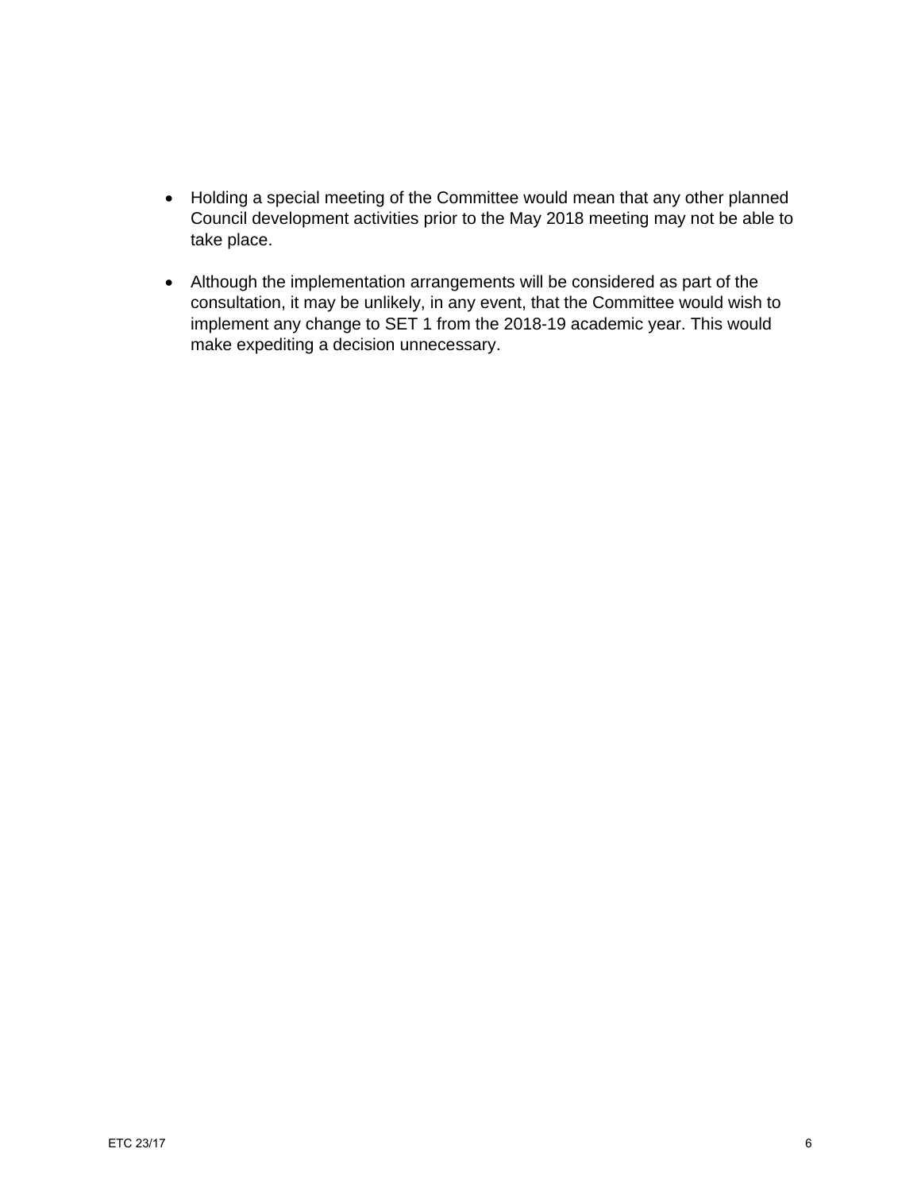- Holding a special meeting of the Committee would mean that any other planned Council development activities prior to the May 2018 meeting may not be able to take place.

- Although the implementation arrangements will be considered as part of the consultation, it may be unlikely, in any event, that the Committee would wish to implement any change to SET 1 from the 2018-19 academic year. This would make expediting a decision unnecessary.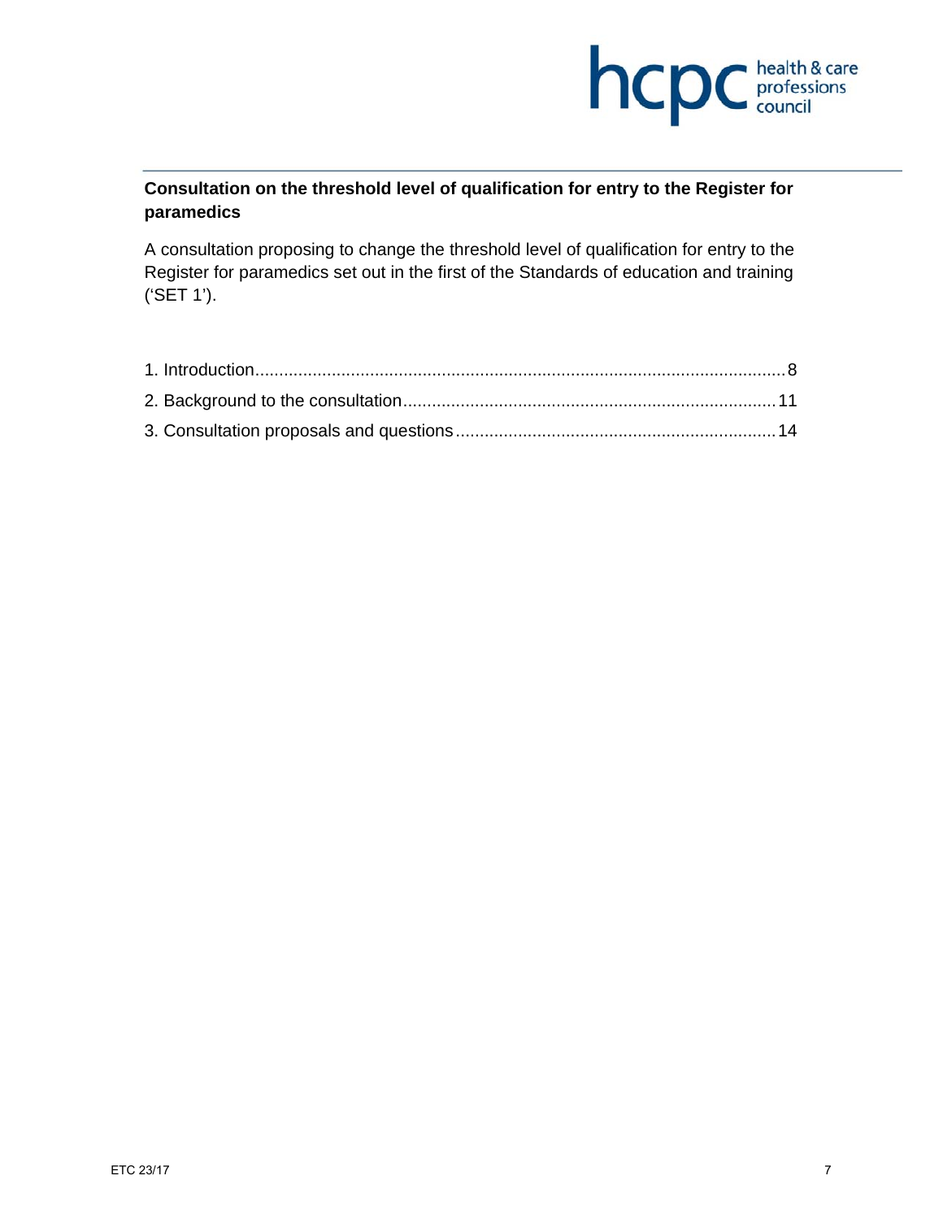**Consultation on the threshold level of qualification for entry to the Register for paramedics**

A consultation proposing to change the threshold level of qualification for entry to the Register for paramedics set out in the first of the Standards of education and training ('SET 1').

1. Introduction.....8
2. Background to the consultation.....11
3. Consultation proposals and questions.....14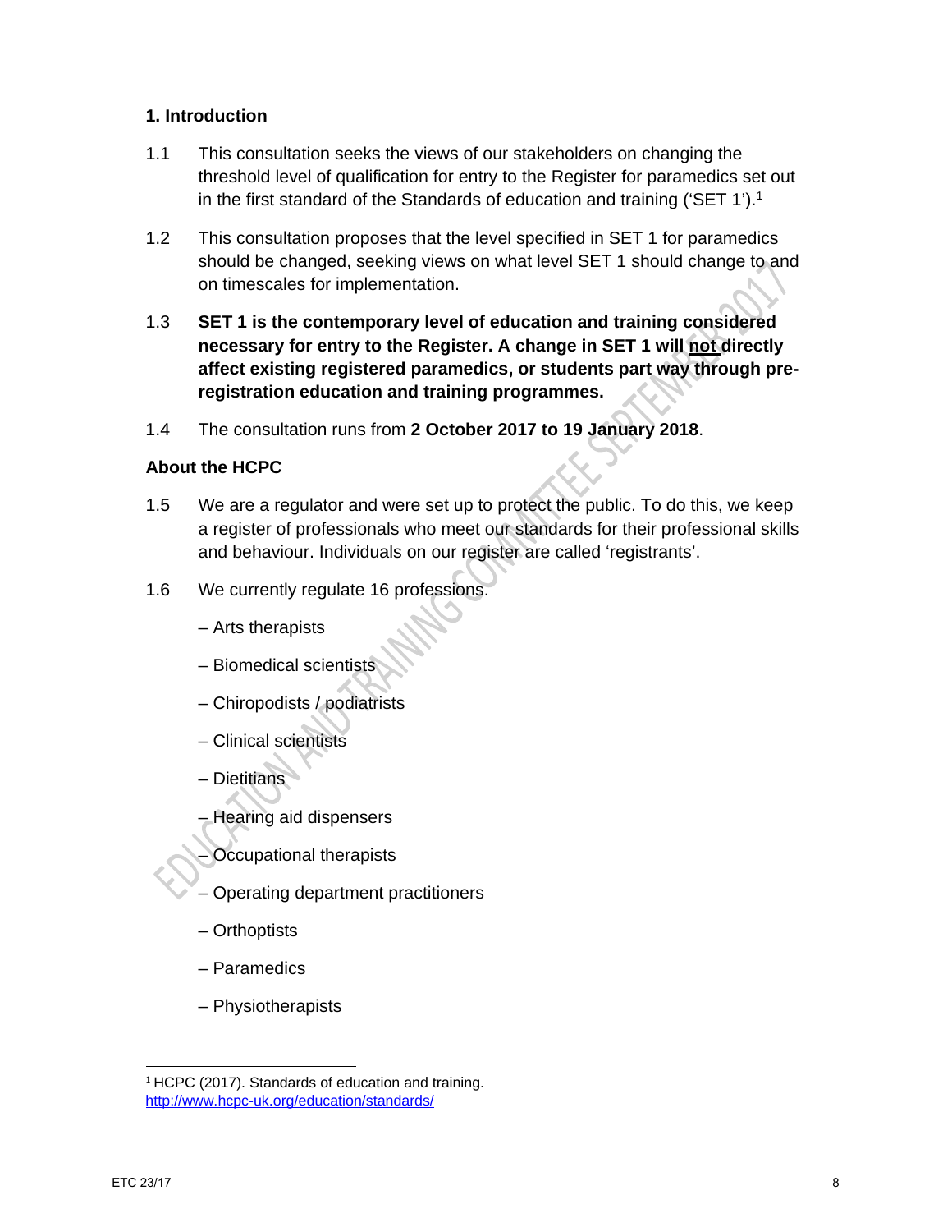## 1. Introduction

1.1 This consultation seeks the views of our stakeholders on changing the threshold level of qualification for entry to the Register for paramedics set out in the first standard of the Standards of education and training ('SET 1').[1]

1.2 This consultation proposes that the level specified in SET 1 for paramedics should be changed, seeking views on what level SET 1 should change to and on timescales for implementation.

1.3 **SET 1 is the contemporary level of education and training considered necessary for entry to the Register. A change in SET 1 will not directly affect existing registered paramedics, or students part way through pre-registration education and training programmes.**

1.4 The consultation runs from **2 October 2017 to 19 January 2018**.

### About the HCPC

1.5 We are a regulator and were set up to protect the public. To do this, we keep a register of professionals who meet our standards for their professional skills and behaviour. Individuals on our register are called 'registrants'.

1.6 We currently regulate 16 professions.

– Arts therapists

– Biomedical scientists

– Chiropodists / podiatrists

– Clinical scientists

– Dietitians

– Hearing aid dispensers

– Occupational therapists

– Operating department practitioners

– Orthoptists

– Paramedics

– Physiotherapists

[1] HCPC (2017). Standards of education and training. http://www.hcpc-uk.org/education/standards/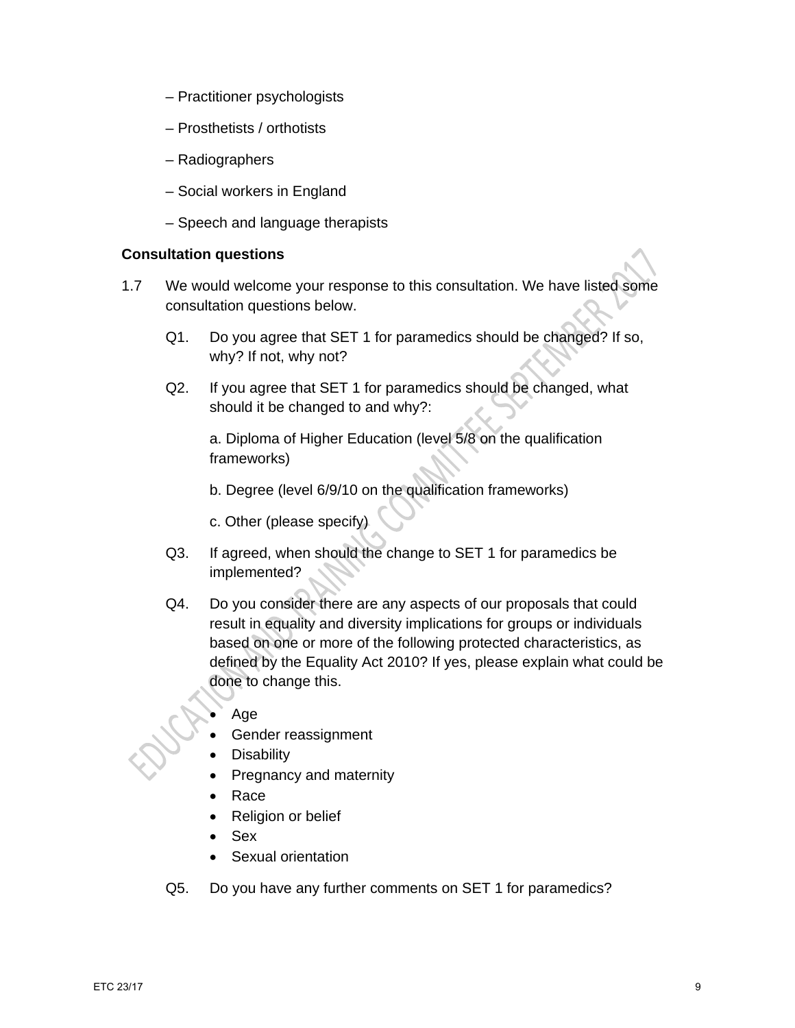– Practitioner psychologists

– Prosthetists / orthotists

– Radiographers

– Social workers in England

– Speech and language therapists

**Consultation questions**

1.7 We would welcome your response to this consultation. We have listed some consultation questions below.

Q1. Do you agree that SET 1 for paramedics should be changed? If so, why? If not, why not?

Q2. If you agree that SET 1 for paramedics should be changed, what should it be changed to and why?:

a. Diploma of Higher Education (level 5/8 on the qualification frameworks)

b. Degree (level 6/9/10 on the qualification frameworks)

c. Other (please specify)

Q3. If agreed, when should the change to SET 1 for paramedics be implemented?

Q4. Do you consider there are any aspects of our proposals that could result in equality and diversity implications for groups or individuals based on one or more of the following protected characteristics, as defined by the Equality Act 2010? If yes, please explain what could be done to change this.

- Age
- Gender reassignment
- Disability
- Pregnancy and maternity
- Race
- Religion or belief
- Sex
- Sexual orientation

Q5. Do you have any further comments on SET 1 for paramedics?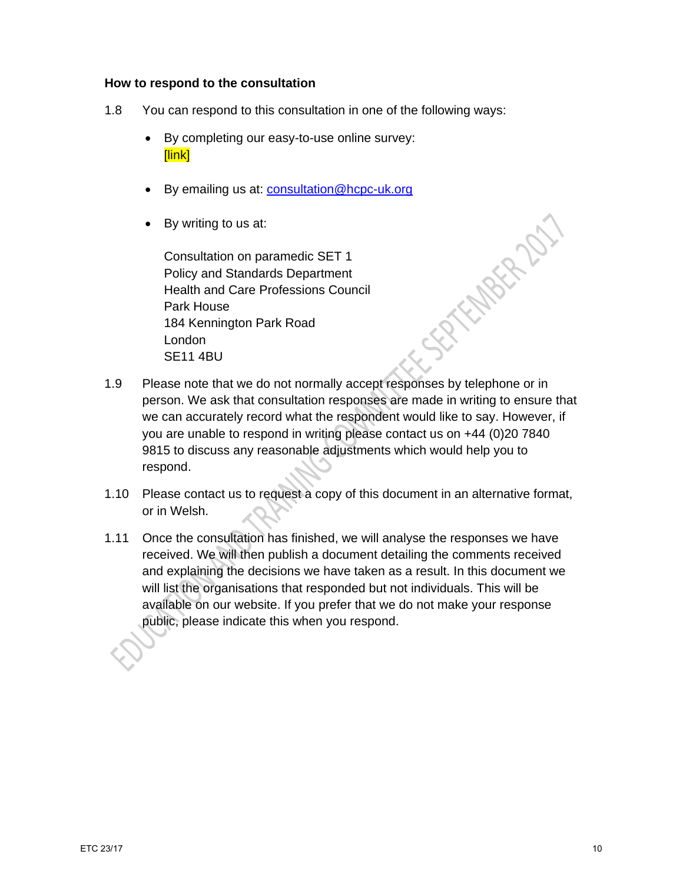**How to respond to the consultation**

1.8 You can respond to this consultation in one of the following ways:

- By completing our easy-to-use online survey: [link]
- By emailing us at: consultation@hcpc-uk.org
- By writing to us at:

  Consultation on paramedic SET 1
  Policy and Standards Department
  Health and Care Professions Council
  Park House
  184 Kennington Park Road
  London
  SE11 4BU

1.9 Please note that we do not normally accept responses by telephone or in person. We ask that consultation responses are made in writing to ensure that we can accurately record what the respondent would like to say. However, if you are unable to respond in writing please contact us on +44 (0)20 7840 9815 to discuss any reasonable adjustments which would help you to respond.

1.10 Please contact us to request a copy of this document in an alternative format, or in Welsh.

1.11 Once the consultation has finished, we will analyse the responses we have received. We will then publish a document detailing the comments received and explaining the decisions we have taken as a result. In this document we will list the organisations that responded but not individuals. This will be available on our website. If you prefer that we do not make your response public, please indicate this when you respond.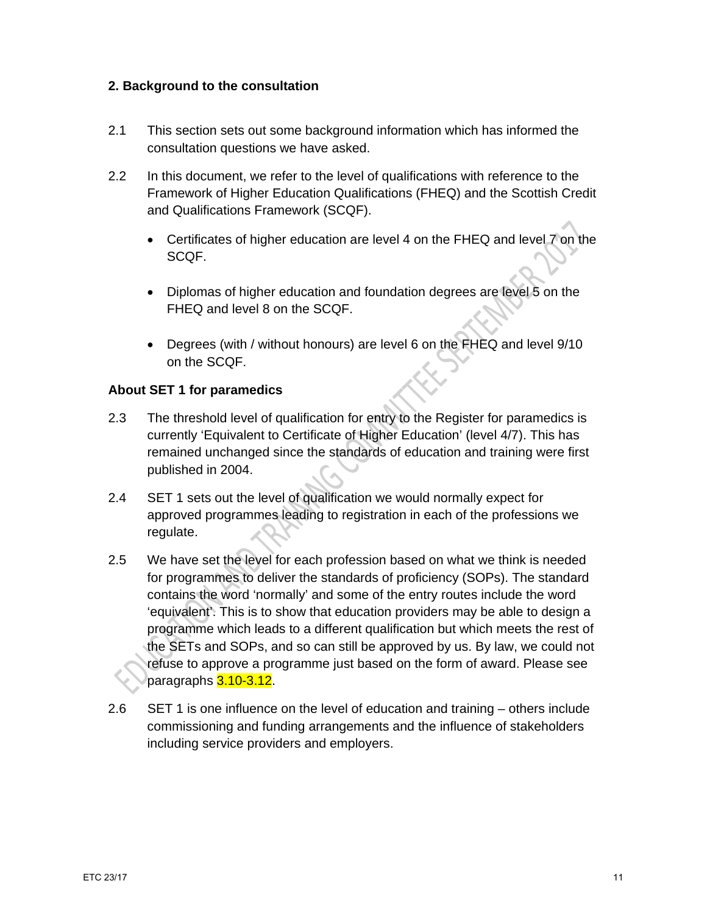## 2. Background to the consultation

2.1 This section sets out some background information which has informed the consultation questions we have asked.

2.2 In this document, we refer to the level of qualifications with reference to the Framework of Higher Education Qualifications (FHEQ) and the Scottish Credit and Qualifications Framework (SCQF).

- Certificates of higher education are level 4 on the FHEQ and level 7 on the SCQF.
- Diplomas of higher education and foundation degrees are level 5 on the FHEQ and level 8 on the SCQF.
- Degrees (with / without honours) are level 6 on the FHEQ and level 9/10 on the SCQF.

### About SET 1 for paramedics

2.3 The threshold level of qualification for entry to the Register for paramedics is currently 'Equivalent to Certificate of Higher Education' (level 4/7). This has remained unchanged since the standards of education and training were first published in 2004.

2.4 SET 1 sets out the level of qualification we would normally expect for approved programmes leading to registration in each of the professions we regulate.

2.5 We have set the level for each profession based on what we think is needed for programmes to deliver the standards of proficiency (SOPs). The standard contains the word 'normally' and some of the entry routes include the word 'equivalent'. This is to show that education providers may be able to design a programme which leads to a different qualification but which meets the rest of the SETs and SOPs, and so can still be approved by us. By law, we could not refuse to approve a programme just based on the form of award. Please see paragraphs 3.10-3.12.

2.6 SET 1 is one influence on the level of education and training – others include commissioning and funding arrangements and the influence of stakeholders including service providers and employers.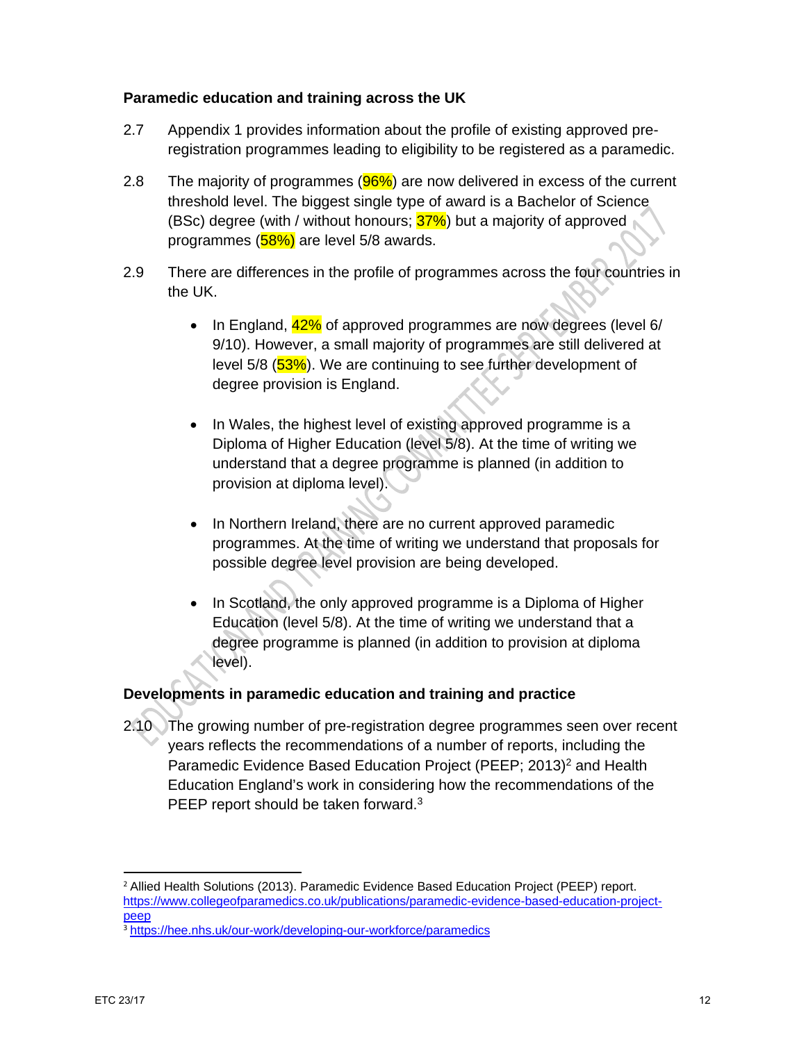**Paramedic education and training across the UK**

2.7 Appendix 1 provides information about the profile of existing approved pre-registration programmes leading to eligibility to be registered as a paramedic.

2.8 The majority of programmes (96%) are now delivered in excess of the current threshold level. The biggest single type of award is a Bachelor of Science (BSc) degree (with / without honours; 37%) but a majority of approved programmes (58%) are level 5/8 awards.

2.9 There are differences in the profile of programmes across the four countries in the UK.

- In England, 42% of approved programmes are now degrees (level 6/ 9/10). However, a small majority of programmes are still delivered at level 5/8 (53%). We are continuing to see further development of degree provision is England.

- In Wales, the highest level of existing approved programme is a Diploma of Higher Education (level 5/8). At the time of writing we understand that a degree programme is planned (in addition to provision at diploma level).

- In Northern Ireland, there are no current approved paramedic programmes. At the time of writing we understand that proposals for possible degree level provision are being developed.

- In Scotland, the only approved programme is a Diploma of Higher Education (level 5/8). At the time of writing we understand that a degree programme is planned (in addition to provision at diploma level).

**Developments in paramedic education and training and practice**

2.10 The growing number of pre-registration degree programmes seen over recent years reflects the recommendations of a number of reports, including the Paramedic Evidence Based Education Project (PEEP; 2013)[2] and Health Education England's work in considering how the recommendations of the PEEP report should be taken forward.[3]

---

[2] Allied Health Solutions (2013). Paramedic Evidence Based Education Project (PEEP) report. https://www.collegeofparamedics.co.uk/publications/paramedic-evidence-based-education-project-peep

[3] https://hee.nhs.uk/our-work/developing-our-workforce/paramedics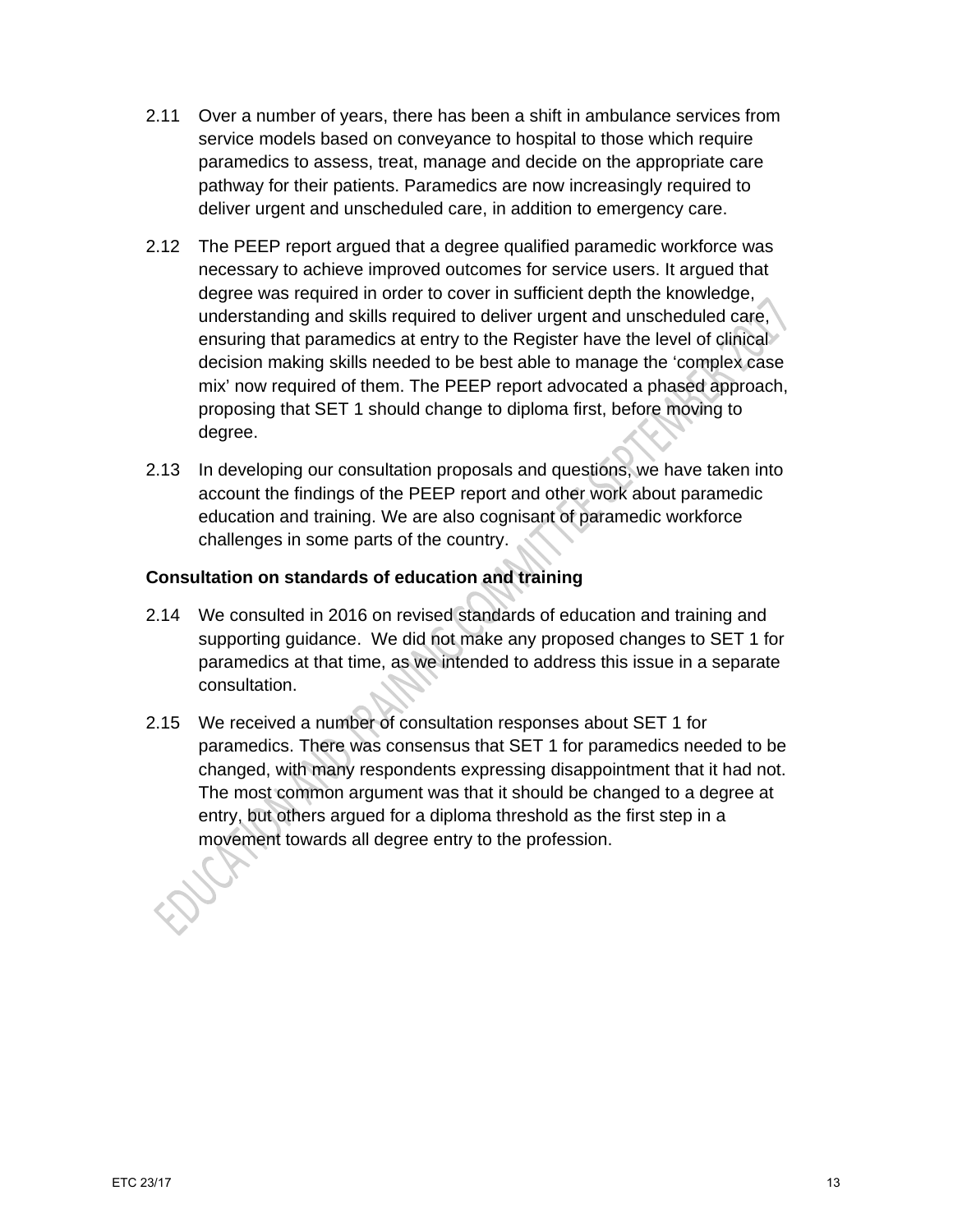2.11 Over a number of years, there has been a shift in ambulance services from service models based on conveyance to hospital to those which require paramedics to assess, treat, manage and decide on the appropriate care pathway for their patients. Paramedics are now increasingly required to deliver urgent and unscheduled care, in addition to emergency care.

2.12 The PEEP report argued that a degree qualified paramedic workforce was necessary to achieve improved outcomes for service users. It argued that degree was required in order to cover in sufficient depth the knowledge, understanding and skills required to deliver urgent and unscheduled care, ensuring that paramedics at entry to the Register have the level of clinical decision making skills needed to be best able to manage the 'complex case mix' now required of them. The PEEP report advocated a phased approach, proposing that SET 1 should change to diploma first, before moving to degree.

2.13 In developing our consultation proposals and questions, we have taken into account the findings of the PEEP report and other work about paramedic education and training. We are also cognisant of paramedic workforce challenges in some parts of the country.

**Consultation on standards of education and training**

2.14 We consulted in 2016 on revised standards of education and training and supporting guidance. We did not make any proposed changes to SET 1 for paramedics at that time, as we intended to address this issue in a separate consultation.

2.15 We received a number of consultation responses about SET 1 for paramedics. There was consensus that SET 1 for paramedics needed to be changed, with many respondents expressing disappointment that it had not. The most common argument was that it should be changed to a degree at entry, but others argued for a diploma threshold as the first step in a movement towards all degree entry to the profession.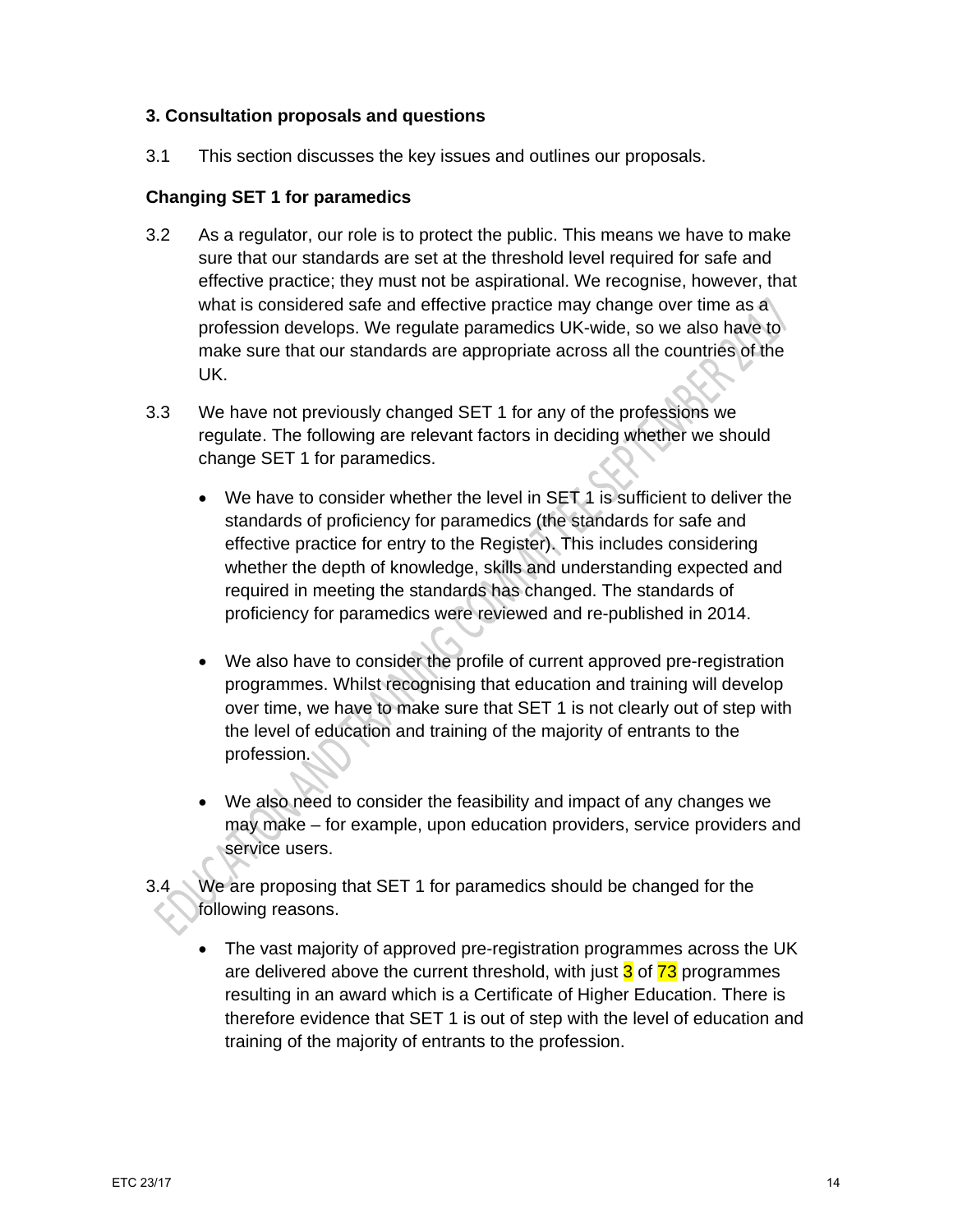## 3. Consultation proposals and questions

3.1 This section discusses the key issues and outlines our proposals.

### Changing SET 1 for paramedics

3.2 As a regulator, our role is to protect the public. This means we have to make sure that our standards are set at the threshold level required for safe and effective practice; they must not be aspirational. We recognise, however, that what is considered safe and effective practice may change over time as a profession develops. We regulate paramedics UK-wide, so we also have to make sure that our standards are appropriate across all the countries of the UK.

3.3 We have not previously changed SET 1 for any of the professions we regulate. The following are relevant factors in deciding whether we should change SET 1 for paramedics.

- We have to consider whether the level in SET 1 is sufficient to deliver the standards of proficiency for paramedics (the standards for safe and effective practice for entry to the Register). This includes considering whether the depth of knowledge, skills and understanding expected and required in meeting the standards has changed. The standards of proficiency for paramedics were reviewed and re-published in 2014.

- We also have to consider the profile of current approved pre-registration programmes. Whilst recognising that education and training will develop over time, we have to make sure that SET 1 is not clearly out of step with the level of education and training of the majority of entrants to the profession.

- We also need to consider the feasibility and impact of any changes we may make – for example, upon education providers, service providers and service users.

3.4 We are proposing that SET 1 for paramedics should be changed for the following reasons.

- The vast majority of approved pre-registration programmes across the UK are delivered above the current threshold, with just 3 of 73 programmes resulting in an award which is a Certificate of Higher Education. There is therefore evidence that SET 1 is out of step with the level of education and training of the majority of entrants to the profession.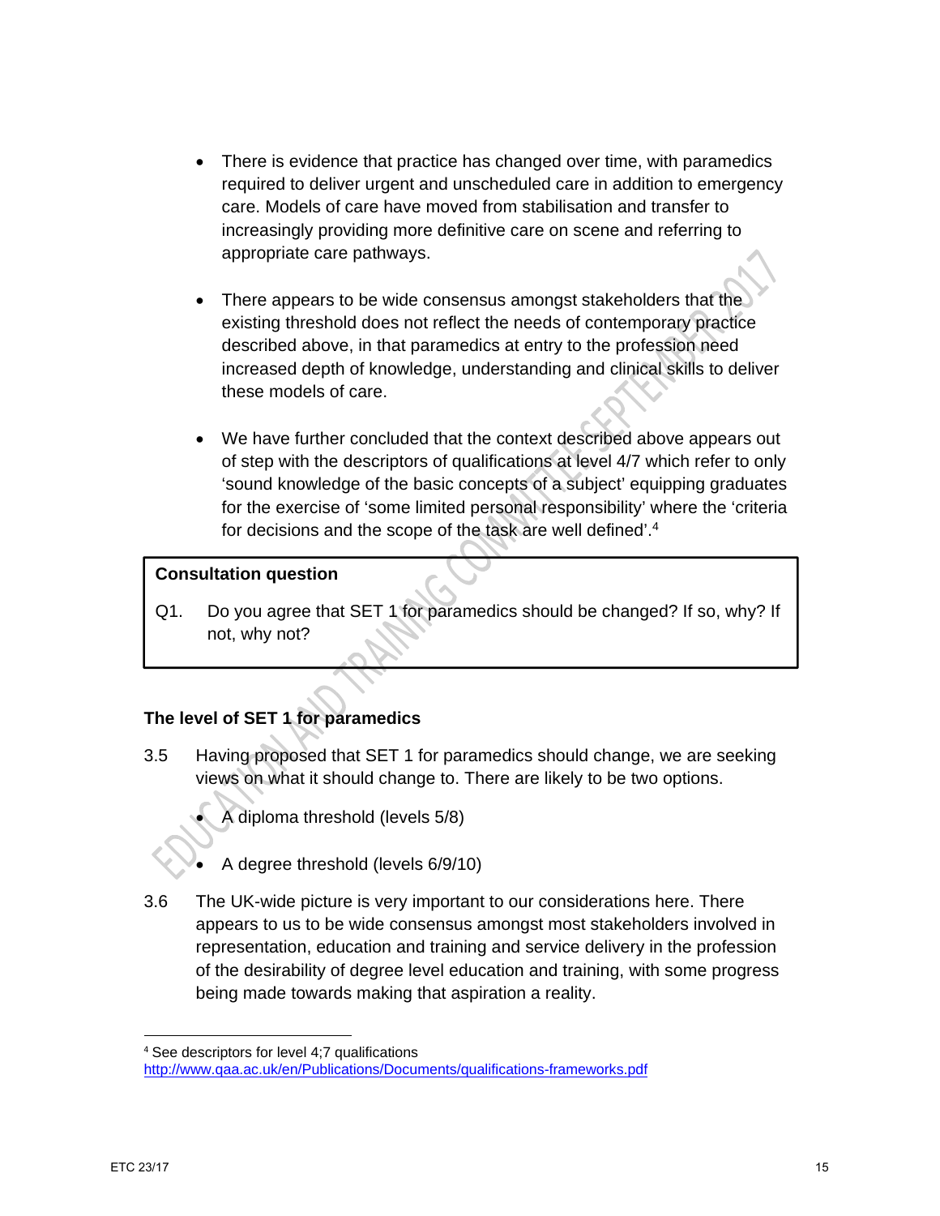- There is evidence that practice has changed over time, with paramedics required to deliver urgent and unscheduled care in addition to emergency care. Models of care have moved from stabilisation and transfer to increasingly providing more definitive care on scene and referring to appropriate care pathways.

- There appears to be wide consensus amongst stakeholders that the existing threshold does not reflect the needs of contemporary practice described above, in that paramedics at entry to the profession need increased depth of knowledge, understanding and clinical skills to deliver these models of care.

- We have further concluded that the context described above appears out of step with the descriptors of qualifications at level 4/7 which refer to only 'sound knowledge of the basic concepts of a subject' equipping graduates for the exercise of 'some limited personal responsibility' where the 'criteria for decisions and the scope of the task are well defined'.[4]

**Consultation question**

Q1. Do you agree that SET 1 for paramedics should be changed? If so, why? If not, why not?

**The level of SET 1 for paramedics**

3.5 Having proposed that SET 1 for paramedics should change, we are seeking views on what it should change to. There are likely to be two options.

- A diploma threshold (levels 5/8)

- A degree threshold (levels 6/9/10)

3.6 The UK-wide picture is very important to our considerations here. There appears to us to be wide consensus amongst most stakeholders involved in representation, education and training and service delivery in the profession of the desirability of degree level education and training, with some progress being made towards making that aspiration a reality.

---

[4] See descriptors for level 4;7 qualifications http://www.qaa.ac.uk/en/Publications/Documents/qualifications-frameworks.pdf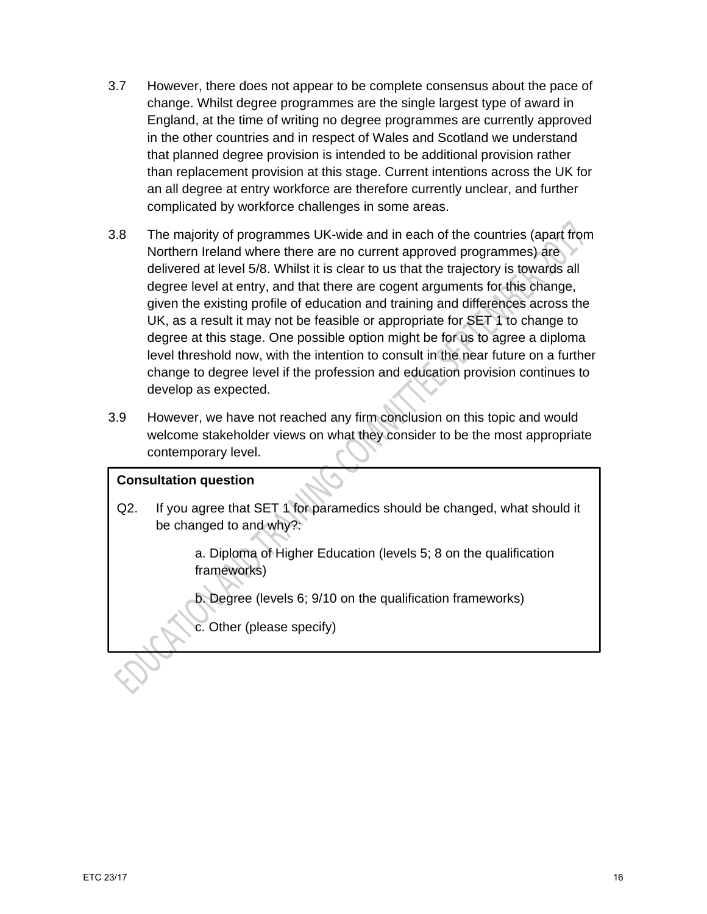3.7 However, there does not appear to be complete consensus about the pace of change. Whilst degree programmes are the single largest type of award in England, at the time of writing no degree programmes are currently approved in the other countries and in respect of Wales and Scotland we understand that planned degree provision is intended to be additional provision rather than replacement provision at this stage. Current intentions across the UK for an all degree at entry workforce are therefore currently unclear, and further complicated by workforce challenges in some areas.

3.8 The majority of programmes UK-wide and in each of the countries (apart from Northern Ireland where there are no current approved programmes) are delivered at level 5/8. Whilst it is clear to us that the trajectory is towards all degree level at entry, and that there are cogent arguments for this change, given the existing profile of education and training and differences across the UK, as a result it may not be feasible or appropriate for SET 1 to change to degree at this stage. One possible option might be for us to agree a diploma level threshold now, with the intention to consult in the near future on a further change to degree level if the profession and education provision continues to develop as expected.

3.9 However, we have not reached any firm conclusion on this topic and would welcome stakeholder views on what they consider to be the most appropriate contemporary level.

**Consultation question**

Q2. If you agree that SET 1 for paramedics should be changed, what should it be changed to and why?:

a. Diploma of Higher Education (levels 5; 8 on the qualification frameworks)

b. Degree (levels 6; 9/10 on the qualification frameworks)

c. Other (please specify)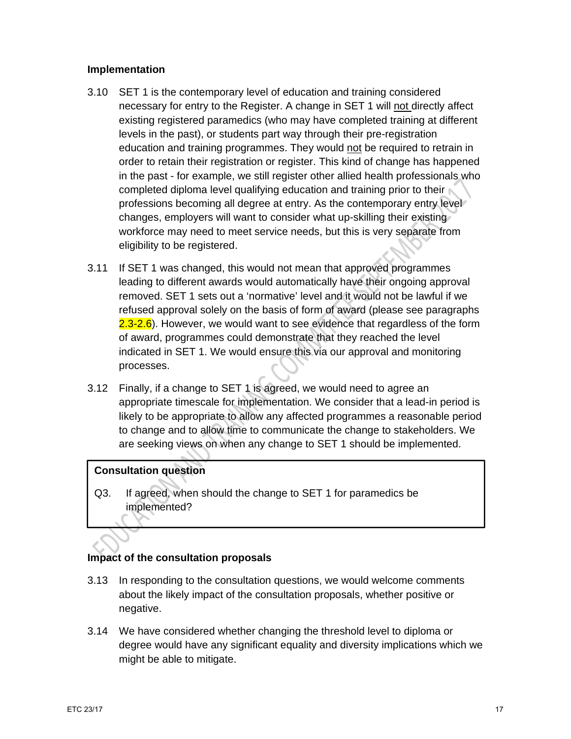### Implementation

3.10 SET 1 is the contemporary level of education and training considered necessary for entry to the Register. A change in SET 1 will <u>not</u> directly affect existing registered paramedics (who may have completed training at different levels in the past), or students part way through their pre-registration education and training programmes. They would <u>not</u> be required to retrain in order to retain their registration or register. This kind of change has happened in the past - for example, we still register other allied health professionals who completed diploma level qualifying education and training prior to their professions becoming all degree at entry. As the contemporary entry level changes, employers will want to consider what up-skilling their existing workforce may need to meet service needs, but this is very separate from eligibility to be registered.

3.11 If SET 1 was changed, this would not mean that approved programmes leading to different awards would automatically have their ongoing approval removed. SET 1 sets out a 'normative' level and it would not be lawful if we refused approval solely on the basis of form of award (please see paragraphs 2.3-2.6). However, we would want to see evidence that regardless of the form of award, programmes could demonstrate that they reached the level indicated in SET 1. We would ensure this via our approval and monitoring processes.

3.12 Finally, if a change to SET 1 is agreed, we would need to agree an appropriate timescale for implementation. We consider that a lead-in period is likely to be appropriate to allow any affected programmes a reasonable period to change and to allow time to communicate the change to stakeholders. We are seeking views on when any change to SET 1 should be implemented.

**Consultation question**

Q3. If agreed, when should the change to SET 1 for paramedics be implemented?

### Impact of the consultation proposals

3.13 In responding to the consultation questions, we would welcome comments about the likely impact of the consultation proposals, whether positive or negative.

3.14 We have considered whether changing the threshold level to diploma or degree would have any significant equality and diversity implications which we might be able to mitigate.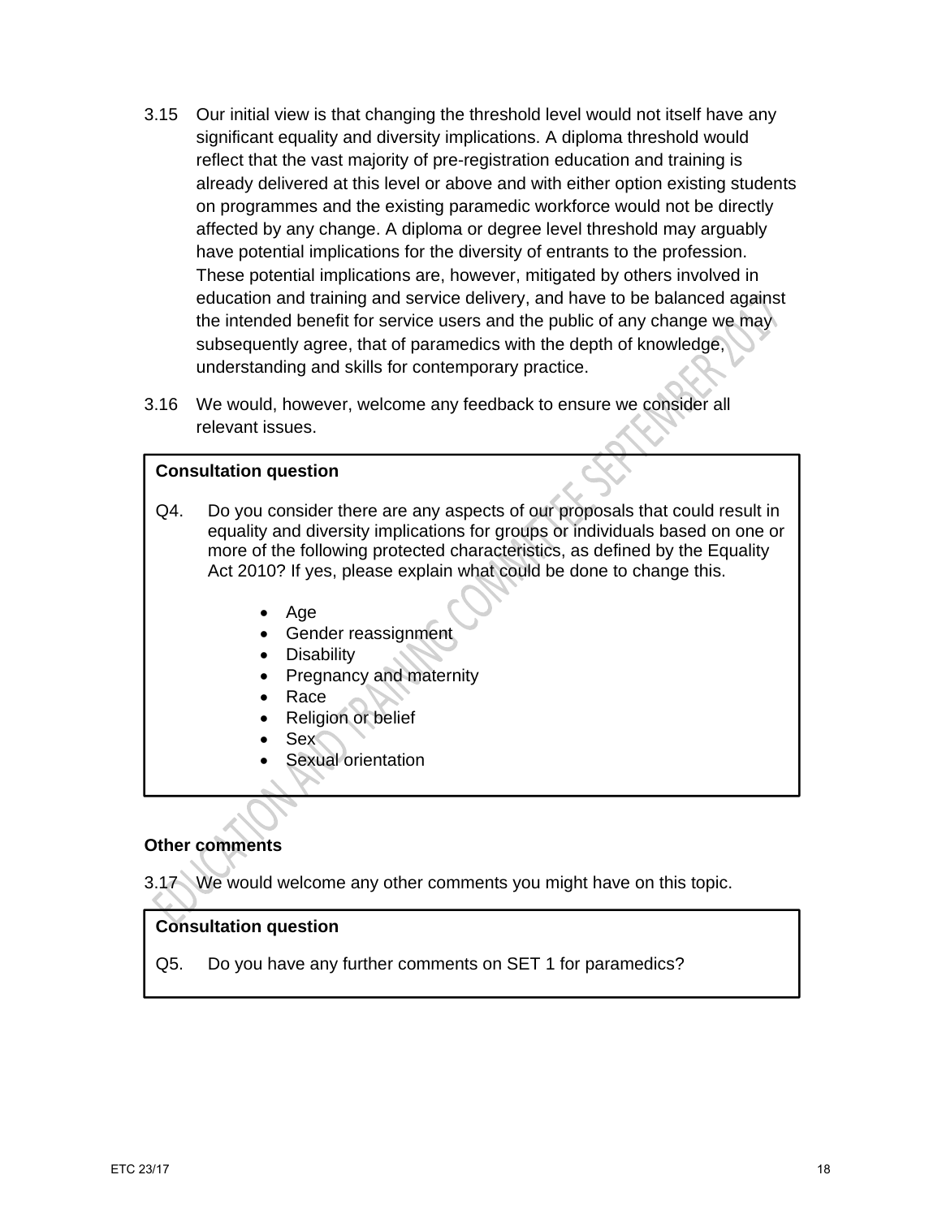3.15 Our initial view is that changing the threshold level would not itself have any significant equality and diversity implications. A diploma threshold would reflect that the vast majority of pre-registration education and training is already delivered at this level or above and with either option existing students on programmes and the existing paramedic workforce would not be directly affected by any change. A diploma or degree level threshold may arguably have potential implications for the diversity of entrants to the profession. These potential implications are, however, mitigated by others involved in education and training and service delivery, and have to be balanced against the intended benefit for service users and the public of any change we may subsequently agree, that of paramedics with the depth of knowledge, understanding and skills for contemporary practice.

3.16 We would, however, welcome any feedback to ensure we consider all relevant issues.

**Consultation question**

Q4. Do you consider there are any aspects of our proposals that could result in equality and diversity implications for groups or individuals based on one or more of the following protected characteristics, as defined by the Equality Act 2010? If yes, please explain what could be done to change this.

- Age
- Gender reassignment
- Disability
- Pregnancy and maternity
- Race
- Religion or belief
- Sex
- Sexual orientation

**Other comments**

3.17 We would welcome any other comments you might have on this topic.

**Consultation question**

Q5. Do you have any further comments on SET 1 for paramedics?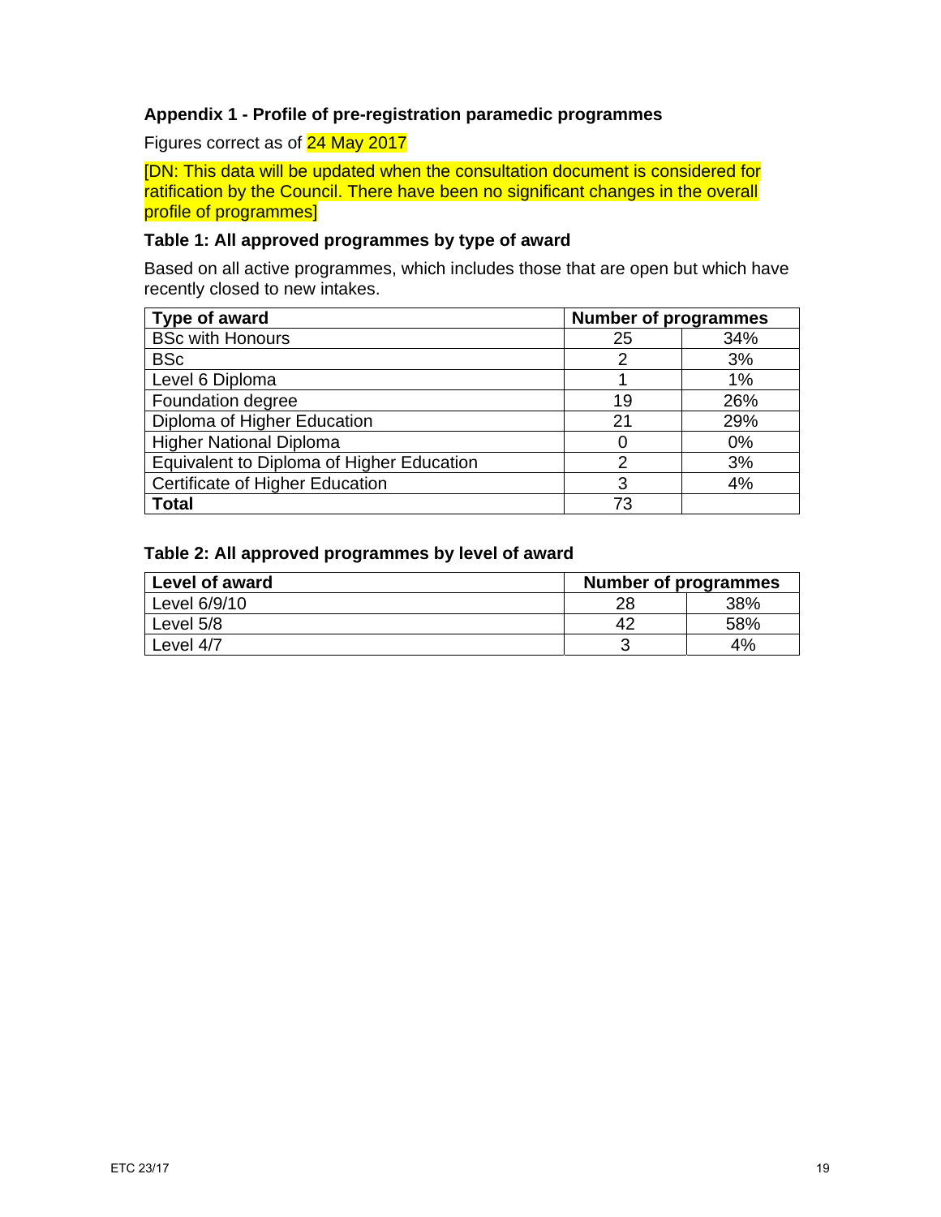**Appendix 1 - Profile of pre-registration paramedic programmes**

Figures correct as of 24 May 2017

[DN: This data will be updated when the consultation document is considered for ratification by the Council. There have been no significant changes in the overall profile of programmes]

**Table 1: All approved programmes by type of award**

Based on all active programmes, which includes those that are open but which have recently closed to new intakes.

| Type of award | Number of programmes | |
|---|---|---|
| BSc with Honours | 25 | 34% |
| BSc | 2 | 3% |
| Level 6 Diploma | 1 | 1% |
| Foundation degree | 19 | 26% |
| Diploma of Higher Education | 21 | 29% |
| Higher National Diploma | 0 | 0% |
| Equivalent to Diploma of Higher Education | 2 | 3% |
| Certificate of Higher Education | 3 | 4% |
| **Total** | 73 | |

**Table 2: All approved programmes by level of award**

| Level of award | Number of programmes | |
|---|---|---|
| Level 6/9/10 | 28 | 38% |
| Level 5/8 | 42 | 58% |
| Level 4/7 | 3 | 4% |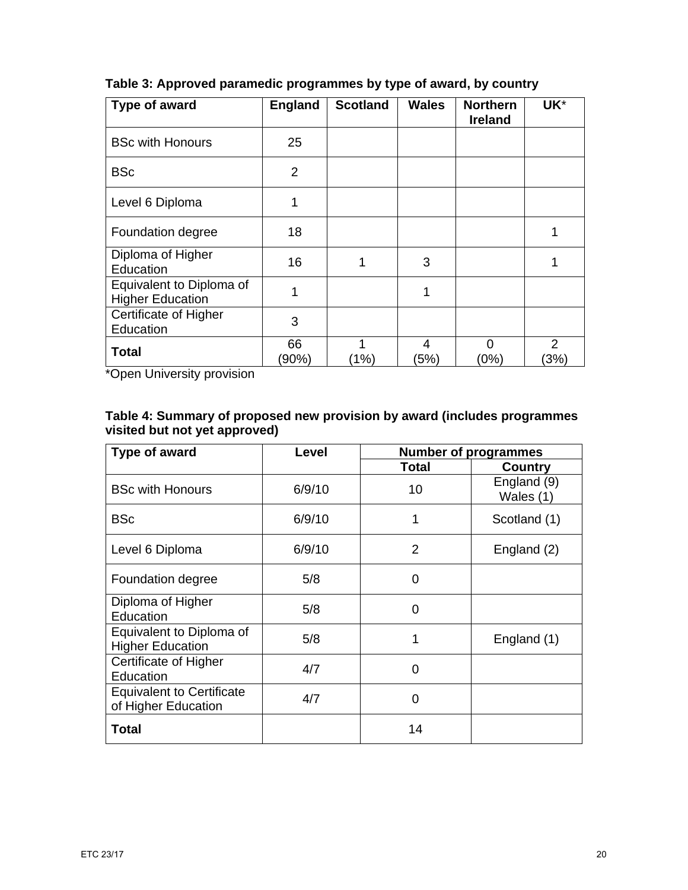**Table 3: Approved paramedic programmes by type of award, by country**

| Type of award | England | Scotland | Wales | Northern Ireland | UK* |
|---|---|---|---|---|---|
| BSc with Honours | 25 | | | | |
| BSc | 2 | | | | |
| Level 6 Diploma | 1 | | | | |
| Foundation degree | 18 | | | | 1 |
| Diploma of Higher Education | 16 | 1 | 3 | | 1 |
| Equivalent to Diploma of Higher Education | 1 | | 1 | | |
| Certificate of Higher Education | 3 | | | | |
| **Total** | 66 (90%) | 1 (1%) | 4 (5%) | 0 (0%) | 2 (3%) |

*Open University provision

**Table 4: Summary of proposed new provision by award (includes programmes visited but not yet approved)**

| Type of award | Level | Number of programmes | |
|---|---|---|---|
| | | Total | Country |
| BSc with Honours | 6/9/10 | 10 | England (9) Wales (1) |
| BSc | 6/9/10 | 1 | Scotland (1) |
| Level 6 Diploma | 6/9/10 | 2 | England (2) |
| Foundation degree | 5/8 | 0 | |
| Diploma of Higher Education | 5/8 | 0 | |
| Equivalent to Diploma of Higher Education | 5/8 | 1 | England (1) |
| Certificate of Higher Education | 4/7 | 0 | |
| Equivalent to Certificate of Higher Education | 4/7 | 0 | |
| **Total** | | 14 | |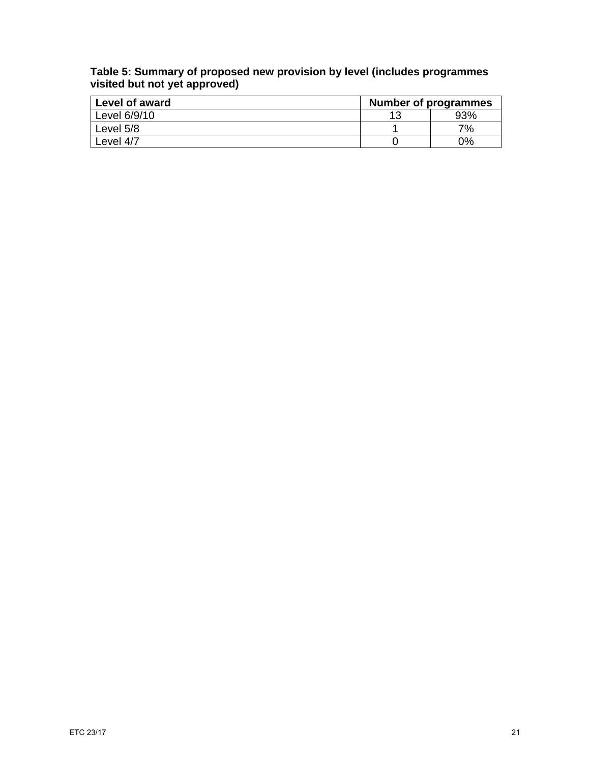**Table 5: Summary of proposed new provision by level (includes programmes visited but not yet approved)**

| Level of award | Number of programmes | |
|---|---|---|
| Level 6/9/10 | 13 | 93% |
| Level 5/8 | 1 | 7% |
| Level 4/7 | 0 | 0% |